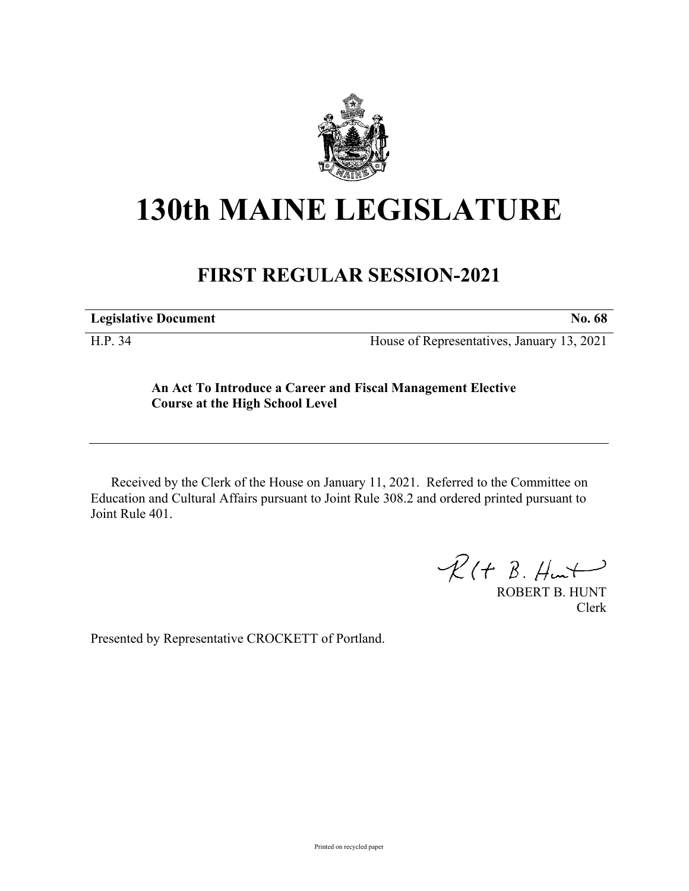# 130th MAINE LEGISLATURE

## FIRST REGULAR SESSION-2021

| **Legislative Document** | **No. 68** |
|---|---|
| H.P. 34 | House of Representatives, January 13, 2021 |

**An Act To Introduce a Career and Fiscal Management Elective Course at the High School Level**

---

Received by the Clerk of the House on January 11, 2021. Referred to the Committee on Education and Cultural Affairs pursuant to Joint Rule 308.2 and ordered printed pursuant to Joint Rule 401.

ROBERT B. HUNT
Clerk

Presented by Representative CROCKETT of Portland.

Printed on recycled paper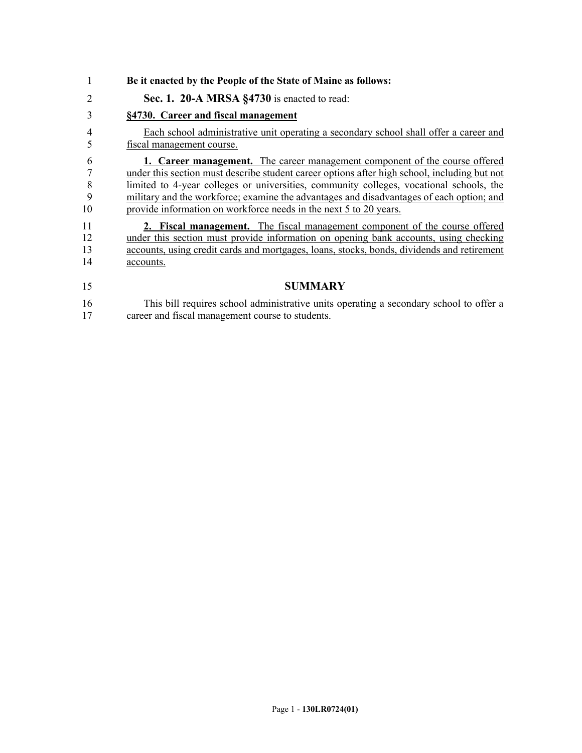**Be it enacted by the People of the State of Maine as follows:**

**Sec. 1. 20-A MRSA §4730** is enacted to read:

**§4730. Career and fiscal management**

Each school administrative unit operating a secondary school shall offer a career and fiscal management course.

**1. Career management.** The career management component of the course offered under this section must describe student career options after high school, including but not limited to 4-year colleges or universities, community colleges, vocational schools, the military and the workforce; examine the advantages and disadvantages of each option; and provide information on workforce needs in the next 5 to 20 years.

**2. Fiscal management.** The fiscal management component of the course offered under this section must provide information on opening bank accounts, using checking accounts, using credit cards and mortgages, loans, stocks, bonds, dividends and retirement accounts.

## SUMMARY

This bill requires school administrative units operating a secondary school to offer a career and fiscal management course to students.